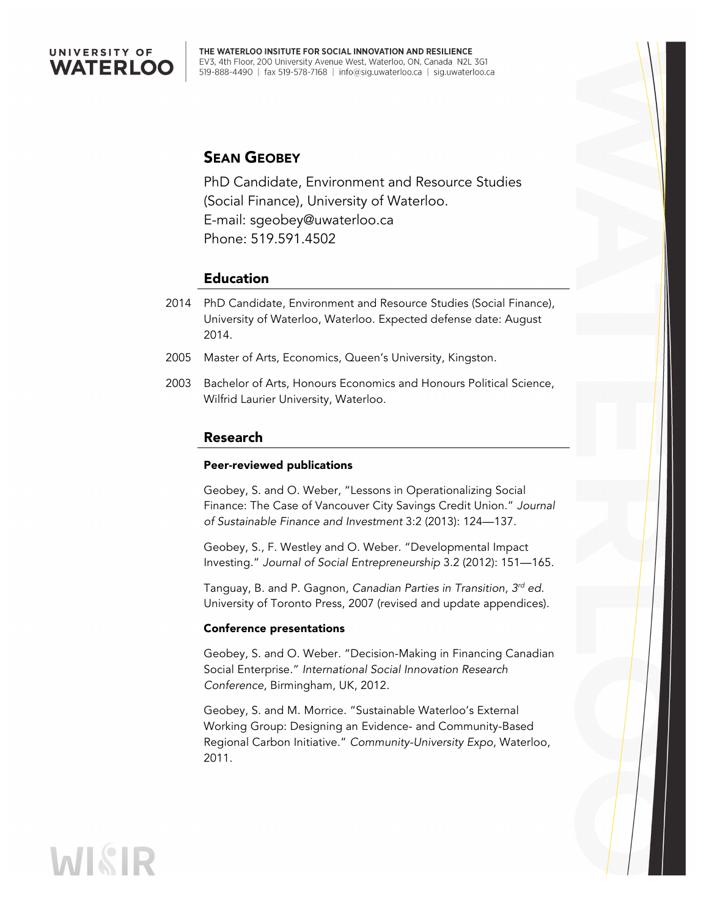UNIVERSITY OF WATERLOO

THE WATERLOO INSITUTE FOR SOCIAL INNOVATION AND RESILIENCE
EV3, 4th Floor, 200 University Avenue West, Waterloo, ON, Canada N2L 3G1
519-888-4490 | fax 519-578-7168 | info@sig.uwaterloo.ca | sig.uwaterloo.ca

# SEAN GEOBEY

PhD Candidate, Environment and Resource Studies (Social Finance), University of Waterloo.
E-mail: sgeobey@uwaterloo.ca
Phone: 519.591.4502

## Education

2014 PhD Candidate, Environment and Resource Studies (Social Finance), University of Waterloo, Waterloo. Expected defense date: August 2014.

2005 Master of Arts, Economics, Queen's University, Kingston.

2003 Bachelor of Arts, Honours Economics and Honours Political Science, Wilfrid Laurier University, Waterloo.

## Research

### Peer-reviewed publications

Geobey, S. and O. Weber, "Lessons in Operationalizing Social Finance: The Case of Vancouver City Savings Credit Union." *Journal of Sustainable Finance and Investment* 3:2 (2013): 124—137.

Geobey, S., F. Westley and O. Weber. "Developmental Impact Investing." *Journal of Social Entrepreneurship* 3.2 (2012): 151—165.

Tanguay, B. and P. Gagnon, *Canadian Parties in Transition, 3rd ed.* University of Toronto Press, 2007 (revised and update appendices).

### Conference presentations

Geobey, S. and O. Weber. "Decision-Making in Financing Canadian Social Enterprise." *International Social Innovation Research Conference*, Birmingham, UK, 2012.

Geobey, S. and M. Morrice. "Sustainable Waterloo's External Working Group: Designing an Evidence- and Community-Based Regional Carbon Initiative." *Community-University Expo*, Waterloo, 2011.

WISIR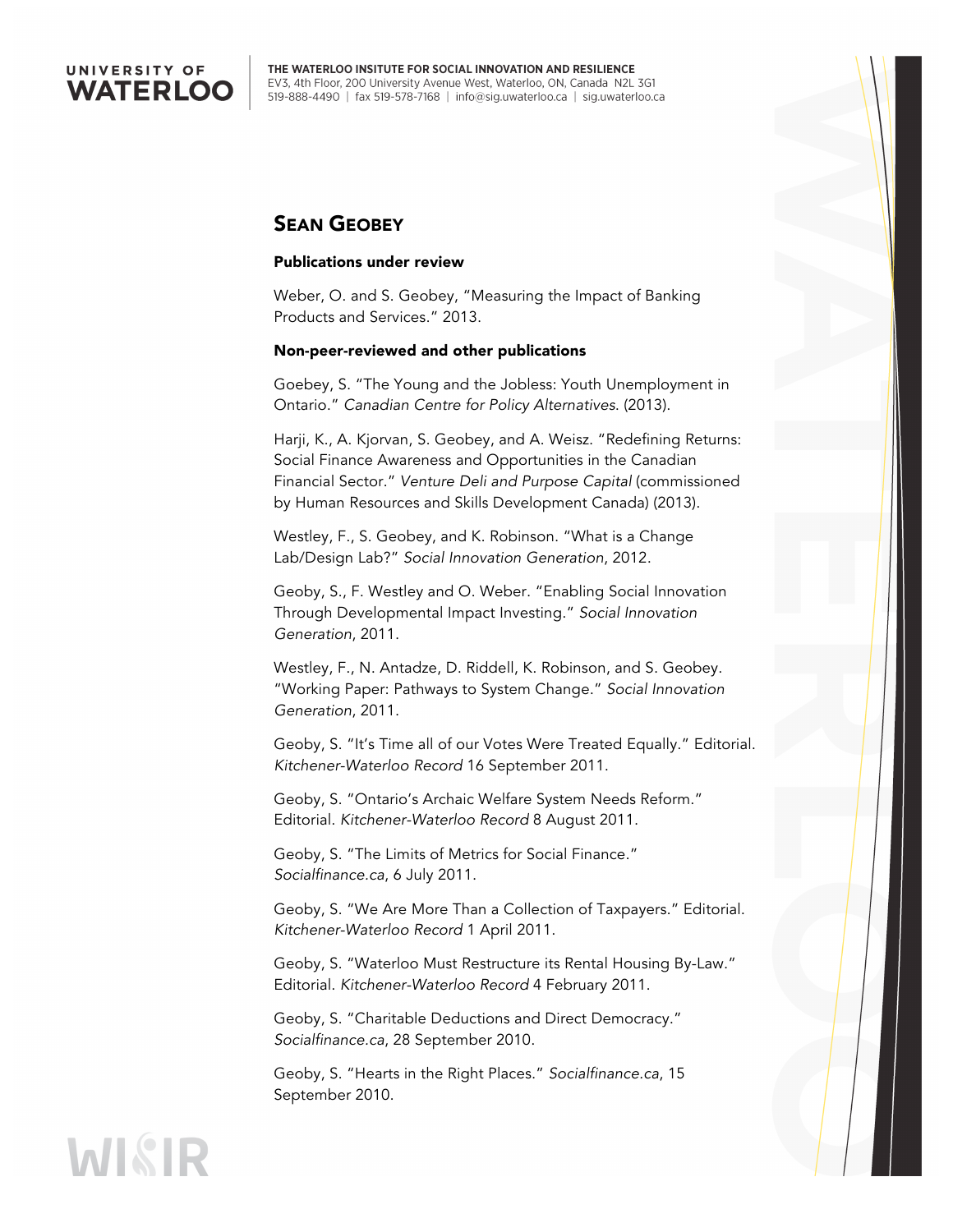## Sean Geobey

### Publications under review

Weber, O. and S. Geobey, "Measuring the Impact of Banking Products and Services." 2013.

### Non-peer-reviewed and other publications

Goebey, S. "The Young and the Jobless: Youth Unemployment in Ontario." *Canadian Centre for Policy Alternatives.* (2013).

Harji, K., A. Kjorvan, S. Geobey, and A. Weisz. "Redefining Returns: Social Finance Awareness and Opportunities in the Canadian Financial Sector." *Venture Deli and Purpose Capital* (commissioned by Human Resources and Skills Development Canada) (2013).

Westley, F., S. Geobey, and K. Robinson. "What is a Change Lab/Design Lab?" *Social Innovation Generation*, 2012.

Geoby, S., F. Westley and O. Weber. "Enabling Social Innovation Through Developmental Impact Investing." *Social Innovation Generation*, 2011.

Westley, F., N. Antadze, D. Riddell, K. Robinson, and S. Geobey. "Working Paper: Pathways to System Change." *Social Innovation Generation*, 2011.

Geoby, S. "It's Time all of our Votes Were Treated Equally." Editorial. *Kitchener-Waterloo Record* 16 September 2011.

Geoby, S. "Ontario's Archaic Welfare System Needs Reform." Editorial. *Kitchener-Waterloo Record* 8 August 2011.

Geoby, S. "The Limits of Metrics for Social Finance." *Socialfinance.ca*, 6 July 2011.

Geoby, S. "We Are More Than a Collection of Taxpayers." Editorial. *Kitchener-Waterloo Record* 1 April 2011.

Geoby, S. "Waterloo Must Restructure its Rental Housing By-Law." Editorial. *Kitchener-Waterloo Record* 4 February 2011.

Geoby, S. "Charitable Deductions and Direct Democracy." *Socialfinance.ca*, 28 September 2010.

Geoby, S. "Hearts in the Right Places." *Socialfinance.ca*, 15 September 2010.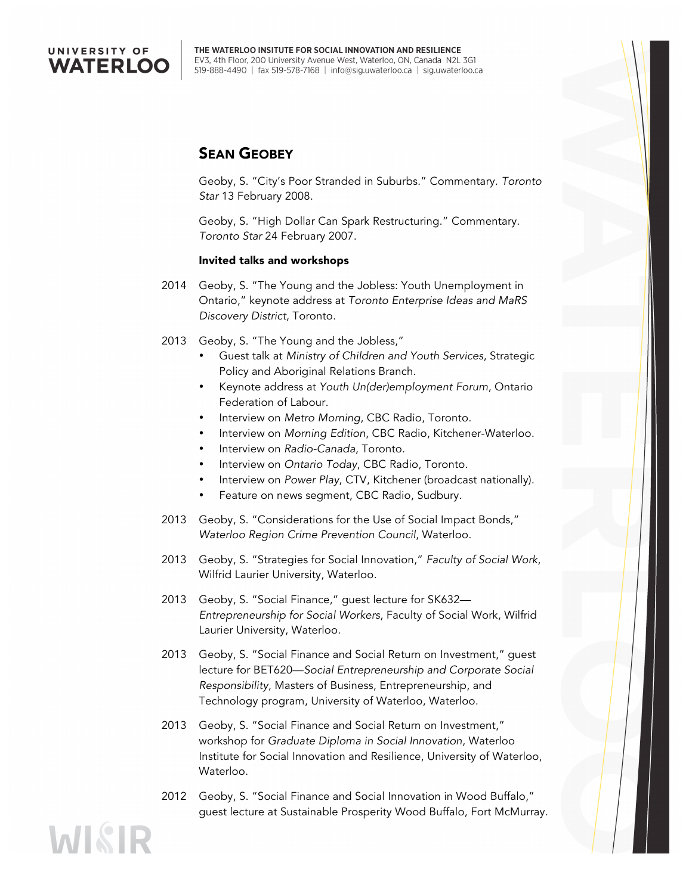## Sean Geobey

Geoby, S. "City's Poor Stranded in Suburbs." Commentary. *Toronto Star* 13 February 2008.

Geoby, S. "High Dollar Can Spark Restructuring." Commentary. *Toronto Star* 24 February 2007.

### Invited talks and workshops

2014 Geoby, S. "The Young and the Jobless: Youth Unemployment in Ontario," keynote address at *Toronto Enterprise Ideas and MaRS Discovery District*, Toronto.

2013 Geoby, S. "The Young and the Jobless,"

- Guest talk at *Ministry of Children and Youth Services*, Strategic Policy and Aboriginal Relations Branch.
- Keynote address at *Youth Un(der)employment Forum*, Ontario Federation of Labour.
- Interview on *Metro Morning*, CBC Radio, Toronto.
- Interview on *Morning Edition*, CBC Radio, Kitchener-Waterloo.
- Interview on *Radio-Canada*, Toronto.
- Interview on *Ontario Today*, CBC Radio, Toronto.
- Interview on *Power Play*, CTV, Kitchener (broadcast nationally).
- Feature on news segment, CBC Radio, Sudbury.

2013 Geoby, S. "Considerations for the Use of Social Impact Bonds," *Waterloo Region Crime Prevention Council*, Waterloo.

2013 Geoby, S. "Strategies for Social Innovation," *Faculty of Social Work*, Wilfrid Laurier University, Waterloo.

2013 Geoby, S. "Social Finance," guest lecture for SK632—*Entrepreneurship for Social Workers*, Faculty of Social Work, Wilfrid Laurier University, Waterloo.

2013 Geoby, S. "Social Finance and Social Return on Investment," guest lecture for BET620—*Social Entrepreneurship and Corporate Social Responsibility*, Masters of Business, Entrepreneurship, and Technology program, University of Waterloo, Waterloo.

2013 Geoby, S. "Social Finance and Social Return on Investment," workshop for *Graduate Diploma in Social Innovation*, Waterloo Institute for Social Innovation and Resilience, University of Waterloo, Waterloo.

2012 Geoby, S. "Social Finance and Social Innovation in Wood Buffalo," guest lecture at Sustainable Prosperity Wood Buffalo, Fort McMurray.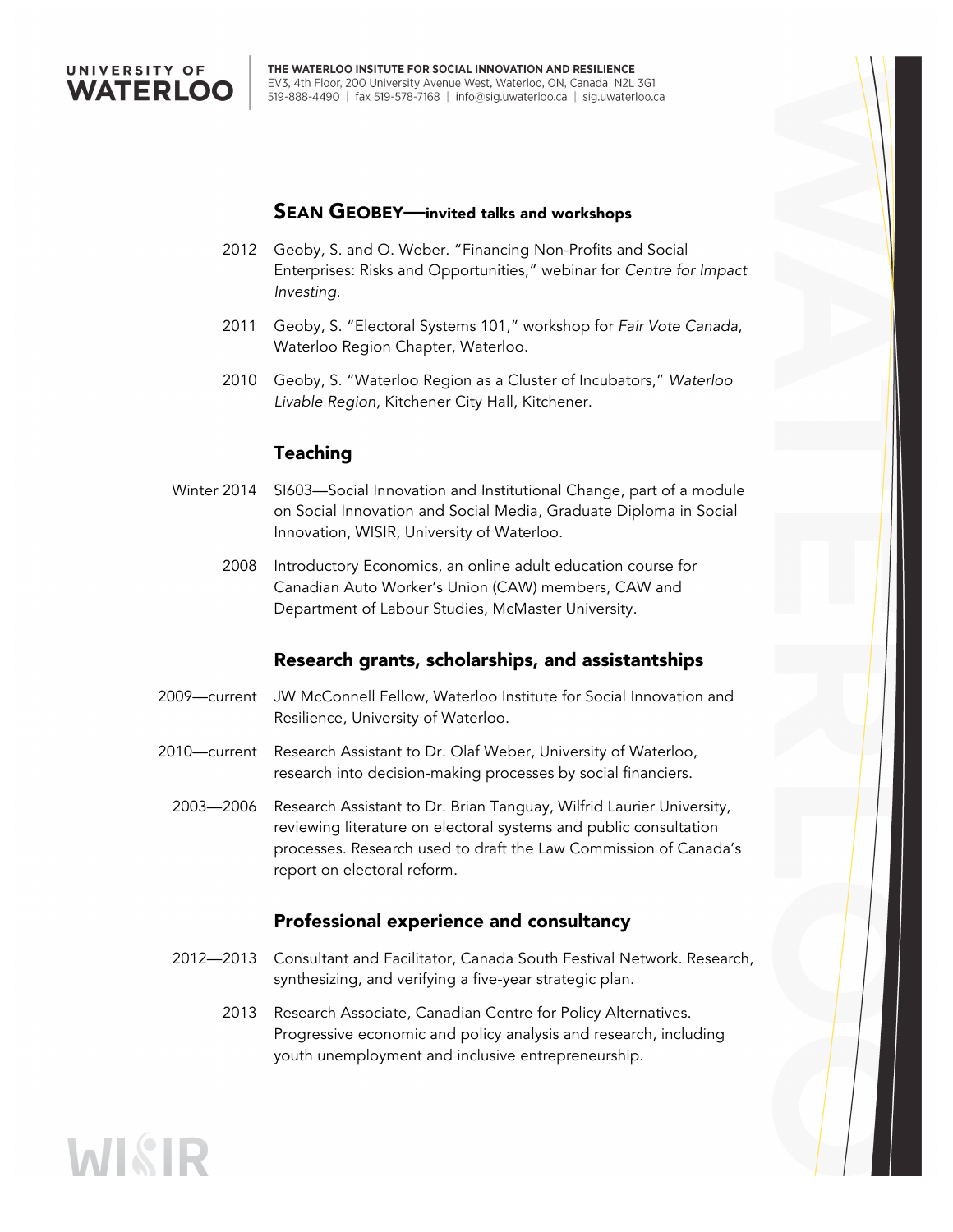## SEAN GEOBEY—invited talks and workshops

2012 Geoby, S. and O. Weber. "Financing Non-Profits and Social Enterprises: Risks and Opportunities," webinar for *Centre for Impact Investing*.

2011 Geoby, S. "Electoral Systems 101," workshop for *Fair Vote Canada*, Waterloo Region Chapter, Waterloo.

2010 Geoby, S. "Waterloo Region as a Cluster of Incubators," *Waterloo Livable Region*, Kitchener City Hall, Kitchener.

## Teaching

Winter 2014 SI603—Social Innovation and Institutional Change, part of a module on Social Innovation and Social Media, Graduate Diploma in Social Innovation, WISIR, University of Waterloo.

2008 Introductory Economics, an online adult education course for Canadian Auto Worker's Union (CAW) members, CAW and Department of Labour Studies, McMaster University.

## Research grants, scholarships, and assistantships

2009—current JW McConnell Fellow, Waterloo Institute for Social Innovation and Resilience, University of Waterloo.

2010—current Research Assistant to Dr. Olaf Weber, University of Waterloo, research into decision-making processes by social financiers.

2003—2006 Research Assistant to Dr. Brian Tanguay, Wilfrid Laurier University, reviewing literature on electoral systems and public consultation processes. Research used to draft the Law Commission of Canada's report on electoral reform.

## Professional experience and consultancy

2012—2013 Consultant and Facilitator, Canada South Festival Network. Research, synthesizing, and verifying a five-year strategic plan.

2013 Research Associate, Canadian Centre for Policy Alternatives. Progressive economic and policy analysis and research, including youth unemployment and inclusive entrepreneurship.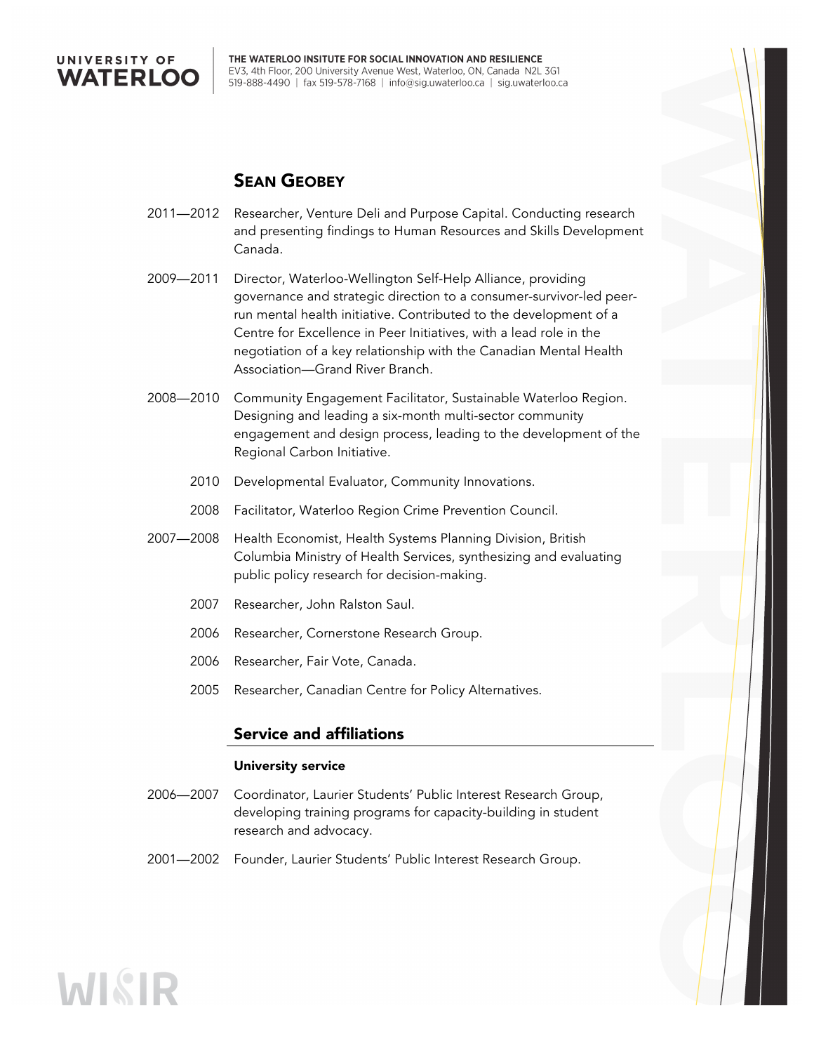## Sean Geobey

2011—2012 Researcher, Venture Deli and Purpose Capital. Conducting research and presenting findings to Human Resources and Skills Development Canada.

2009—2011 Director, Waterloo-Wellington Self-Help Alliance, providing governance and strategic direction to a consumer-survivor-led peer-run mental health initiative. Contributed to the development of a Centre for Excellence in Peer Initiatives, with a lead role in the negotiation of a key relationship with the Canadian Mental Health Association—Grand River Branch.

2008—2010 Community Engagement Facilitator, Sustainable Waterloo Region. Designing and leading a six-month multi-sector community engagement and design process, leading to the development of the Regional Carbon Initiative.

2010 Developmental Evaluator, Community Innovations.

2008 Facilitator, Waterloo Region Crime Prevention Council.

2007—2008 Health Economist, Health Systems Planning Division, British Columbia Ministry of Health Services, synthesizing and evaluating public policy research for decision-making.

2007 Researcher, John Ralston Saul.

2006 Researcher, Cornerstone Research Group.

2006 Researcher, Fair Vote, Canada.

2005 Researcher, Canadian Centre for Policy Alternatives.

## Service and affiliations

### University service

2006—2007 Coordinator, Laurier Students' Public Interest Research Group, developing training programs for capacity-building in student research and advocacy.

2001—2002 Founder, Laurier Students' Public Interest Research Group.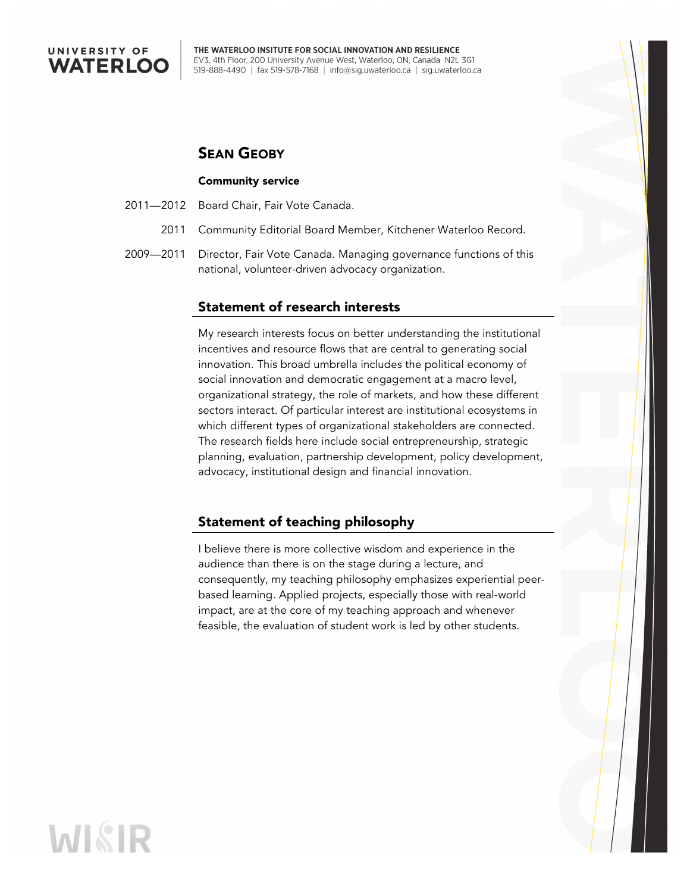# Sean Geoby

### Community service

2011—2012 Board Chair, Fair Vote Canada.

2011 Community Editorial Board Member, Kitchener Waterloo Record.

2009—2011 Director, Fair Vote Canada. Managing governance functions of this national, volunteer-driven advocacy organization.

## Statement of research interests

My research interests focus on better understanding the institutional incentives and resource flows that are central to generating social innovation. This broad umbrella includes the political economy of social innovation and democratic engagement at a macro level, organizational strategy, the role of markets, and how these different sectors interact. Of particular interest are institutional ecosystems in which different types of organizational stakeholders are connected. The research fields here include social entrepreneurship, strategic planning, evaluation, partnership development, policy development, advocacy, institutional design and financial innovation.

## Statement of teaching philosophy

I believe there is more collective wisdom and experience in the audience than there is on the stage during a lecture, and consequently, my teaching philosophy emphasizes experiential peer-based learning. Applied projects, especially those with real-world impact, are at the core of my teaching approach and whenever feasible, the evaluation of student work is led by other students.